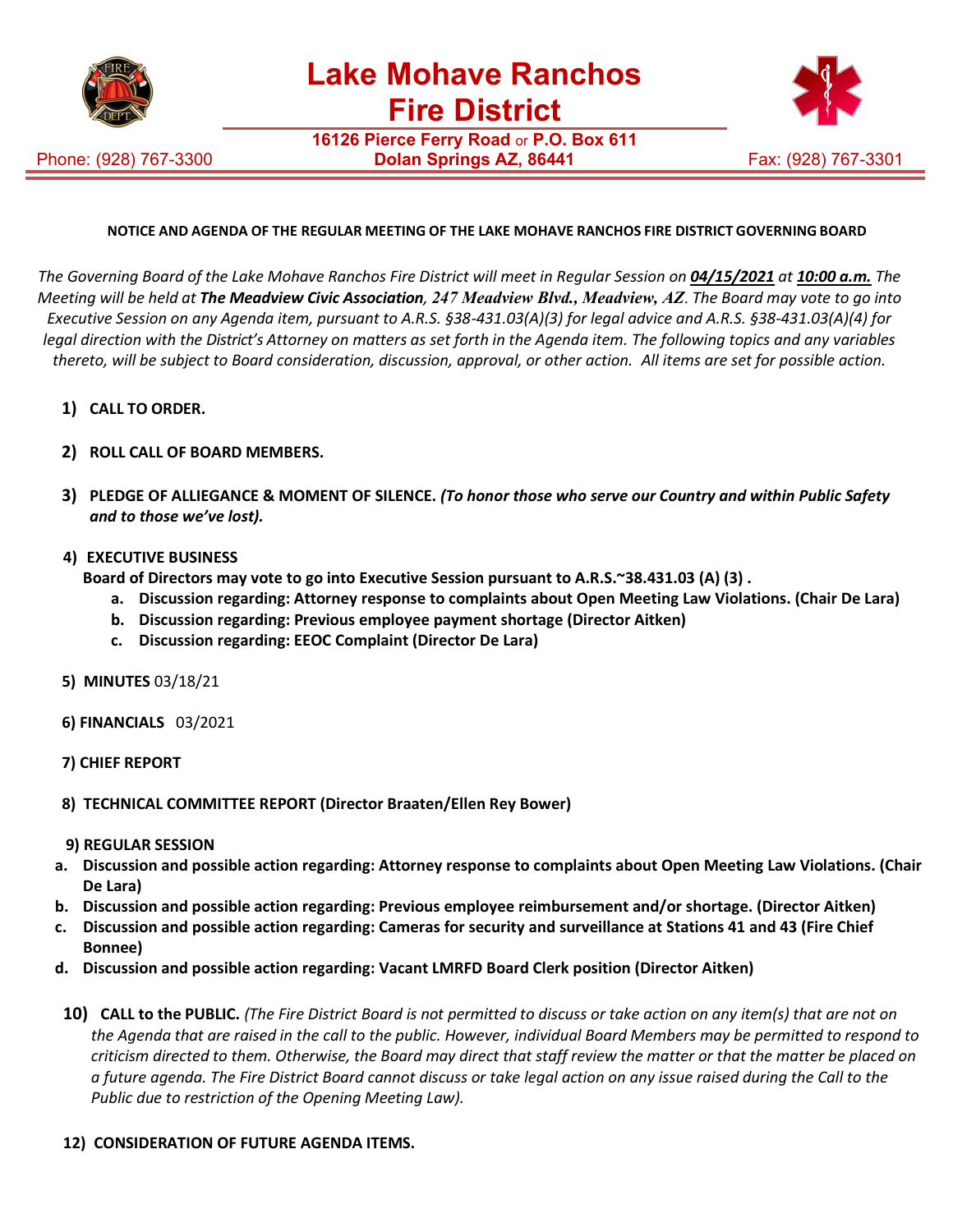# Lake Mohave Ranchos Fire District

**16126 Pierce Ferry Road** or **P.O. Box 611**
**Dolan Springs AZ, 86441**

Phone: (928) 767-3300 Fax: (928) 767-3301

**NOTICE AND AGENDA OF THE REGULAR MEETING OF THE LAKE MOHAVE RANCHOS FIRE DISTRICT GOVERNING BOARD**

*The Governing Board of the Lake Mohave Ranchos Fire District will meet in Regular Session on* ***04/15/2021*** *at* ***10:00 a.m.*** *The Meeting will be held at* ***The Meadview Civic Association****, 247 Meadview Blvd., Meadview, AZ. The Board may vote to go into Executive Session on any Agenda item, pursuant to A.R.S. §38-431.03(A)(3) for legal advice and A.R.S. §38-431.03(A)(4) for legal direction with the District's Attorney on matters as set forth in the Agenda item. The following topics and any variables thereto, will be subject to Board consideration, discussion, approval, or other action. All items are set for possible action.*

1) **CALL TO ORDER.**

2) **ROLL CALL OF BOARD MEMBERS.**

3) **PLEDGE OF ALLIEGANCE & MOMENT OF SILENCE.** ***(To honor those who serve our Country and within Public Safety and to those we've lost).***

4) **EXECUTIVE BUSINESS**
   **Board of Directors may vote to go into Executive Session pursuant to A.R.S.~38.431.03 (A) (3) .**
   a. **Discussion regarding: Attorney response to complaints about Open Meeting Law Violations. (Chair De Lara)**
   b. **Discussion regarding: Previous employee payment shortage (Director Aitken)**
   c. **Discussion regarding: EEOC Complaint (Director De Lara)**

5) **MINUTES** 03/18/21

6) **FINANCIALS** 03/2021

7) **CHIEF REPORT**

8) **TECHNICAL COMMITTEE REPORT (Director Braaten/Ellen Rey Bower)**

9) **REGULAR SESSION**
   a. **Discussion and possible action regarding: Attorney response to complaints about Open Meeting Law Violations. (Chair De Lara)**
   b. **Discussion and possible action regarding: Previous employee reimbursement and/or shortage. (Director Aitken)**
   c. **Discussion and possible action regarding: Cameras for security and surveillance at Stations 41 and 43 (Fire Chief Bonnee)**
   d. **Discussion and possible action regarding: Vacant LMRFD Board Clerk position (Director Aitken)**

10) **CALL to the PUBLIC.** *(The Fire District Board is not permitted to discuss or take action on any item(s) that are not on the Agenda that are raised in the call to the public. However, individual Board Members may be permitted to respond to criticism directed to them. Otherwise, the Board may direct that staff review the matter or that the matter be placed on a future agenda. The Fire District Board cannot discuss or take legal action on any issue raised during the Call to the Public due to restriction of the Opening Meeting Law).*

12) **CONSIDERATION OF FUTURE AGENDA ITEMS.**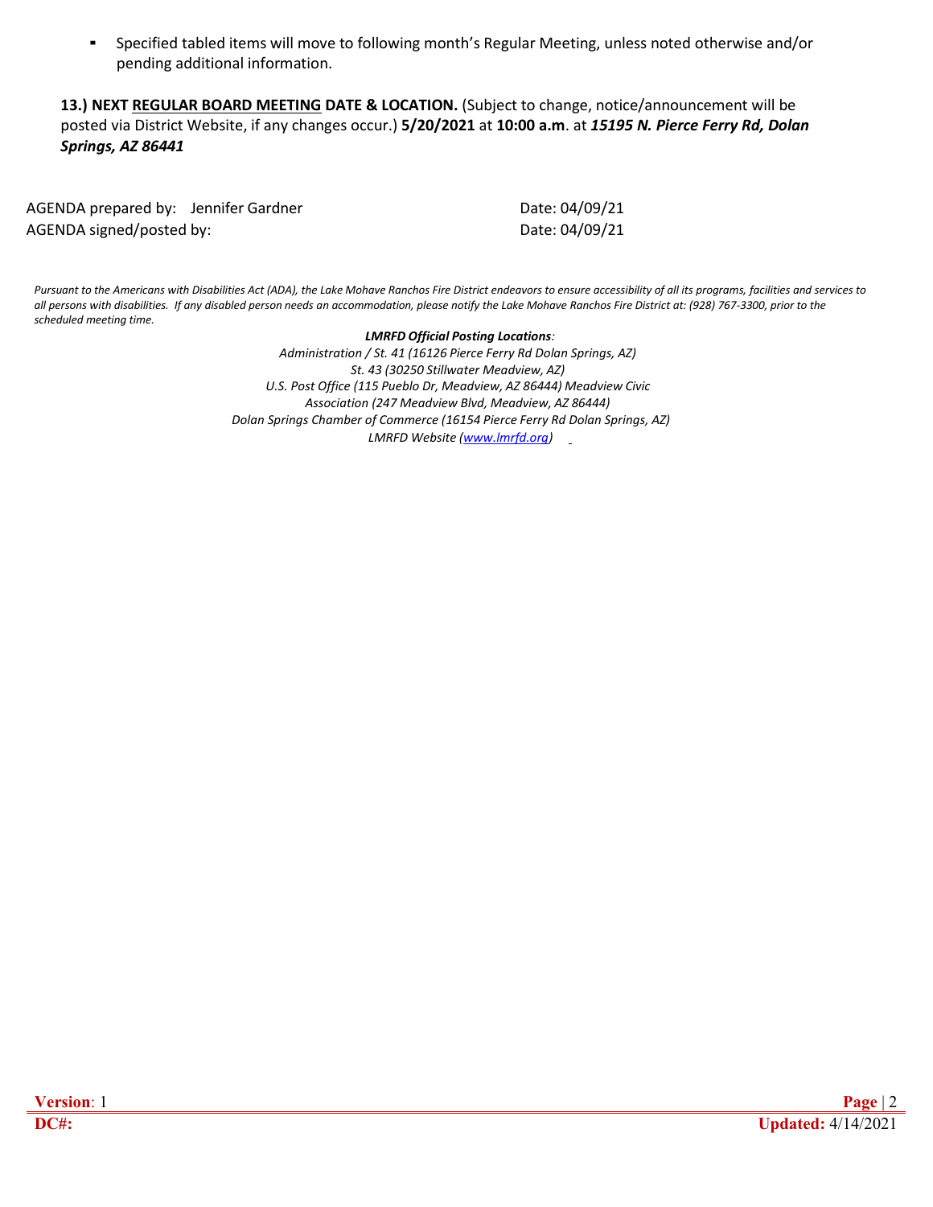- Specified tabled items will move to following month's Regular Meeting, unless noted otherwise and/or pending additional information.

**13.) NEXT REGULAR BOARD MEETING DATE & LOCATION.** (Subject to change, notice/announcement will be posted via District Website, if any changes occur.) **5/20/2021** at **10:00 a.m**. at ***15195 N. Pierce Ferry Rd, Dolan Springs, AZ 86441***

AGENDA prepared by: Jennifer Gardner Date: 04/09/21

AGENDA signed/posted by: Date: 04/09/21

*Pursuant to the Americans with Disabilities Act (ADA), the Lake Mohave Ranchos Fire District endeavors to ensure accessibility of all its programs, facilities and services to all persons with disabilities. If any disabled person needs an accommodation, please notify the Lake Mohave Ranchos Fire District at: (928) 767-3300, prior to the scheduled meeting time.*

***LMRFD Official Posting Locations:***

*Administration / St. 41 (16126 Pierce Ferry Rd Dolan Springs, AZ)*

*St. 43 (30250 Stillwater Meadview, AZ)*

*U.S. Post Office (115 Pueblo Dr, Meadview, AZ 86444) Meadview Civic Association (247 Meadview Blvd, Meadview, AZ 86444)*

*Dolan Springs Chamber of Commerce (16154 Pierce Ferry Rd Dolan Springs, AZ)*

*LMRFD Website (www.lmrfd.org)*

**Version**: 1

**DC#:**

**Updated:** 4/14/2021